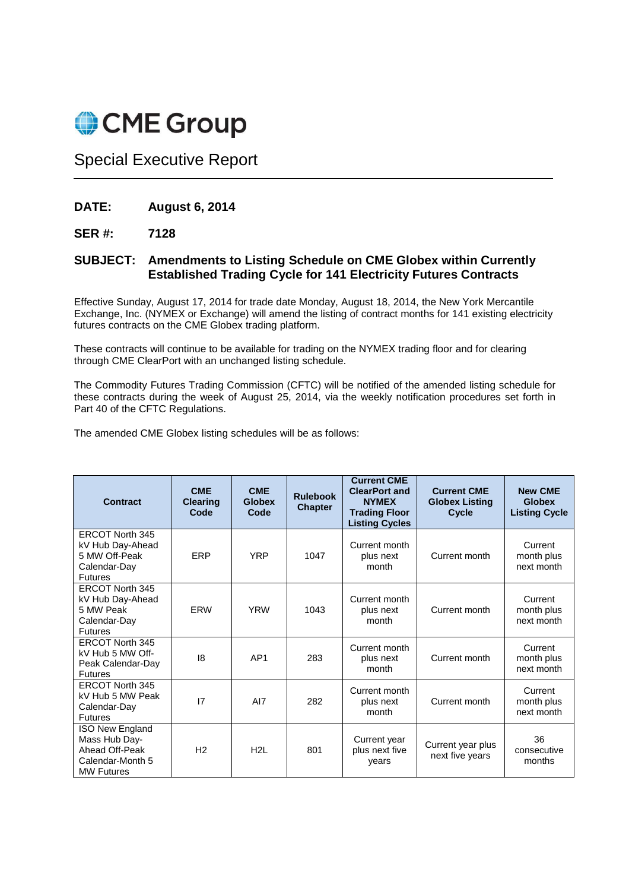# CME Group

## Special Executive Report

**DATE:** **August 6, 2014**

**SER #:** **7128**

**SUBJECT:** **Amendments to Listing Schedule on CME Globex within Currently Established Trading Cycle for 141 Electricity Futures Contracts**

Effective Sunday, August 17, 2014 for trade date Monday, August 18, 2014, the New York Mercantile Exchange, Inc. (NYMEX or Exchange) will amend the listing of contract months for 141 existing electricity futures contracts on the CME Globex trading platform.

These contracts will continue to be available for trading on the NYMEX trading floor and for clearing through CME ClearPort with an unchanged listing schedule.

The Commodity Futures Trading Commission (CFTC) will be notified of the amended listing schedule for these contracts during the week of August 25, 2014, via the weekly notification procedures set forth in Part 40 of the CFTC Regulations.

The amended CME Globex listing schedules will be as follows:

| Contract | CME Clearing Code | CME Globex Code | Rulebook Chapter | Current CME ClearPort and NYMEX Trading Floor Listing Cycles | Current CME Globex Listing Cycle | New CME Globex Listing Cycle |
|---|---|---|---|---|---|---|
| ERCOT North 345 kV Hub Day-Ahead 5 MW Off-Peak Calendar-Day Futures | ERP | YRP | 1047 | Current month plus next month | Current month | Current month plus next month |
| ERCOT North 345 kV Hub Day-Ahead 5 MW Peak Calendar-Day Futures | ERW | YRW | 1043 | Current month plus next month | Current month | Current month plus next month |
| ERCOT North 345 kV Hub 5 MW Off-Peak Calendar-Day Futures | I8 | AP1 | 283 | Current month plus next month | Current month | Current month plus next month |
| ERCOT North 345 kV Hub 5 MW Peak Calendar-Day Futures | I7 | AI7 | 282 | Current month plus next month | Current month | Current month plus next month |
| ISO New England Mass Hub Day-Ahead Off-Peak Calendar-Month 5 MW Futures | H2 | H2L | 801 | Current year plus next five years | Current year plus next five years | 36 consecutive months |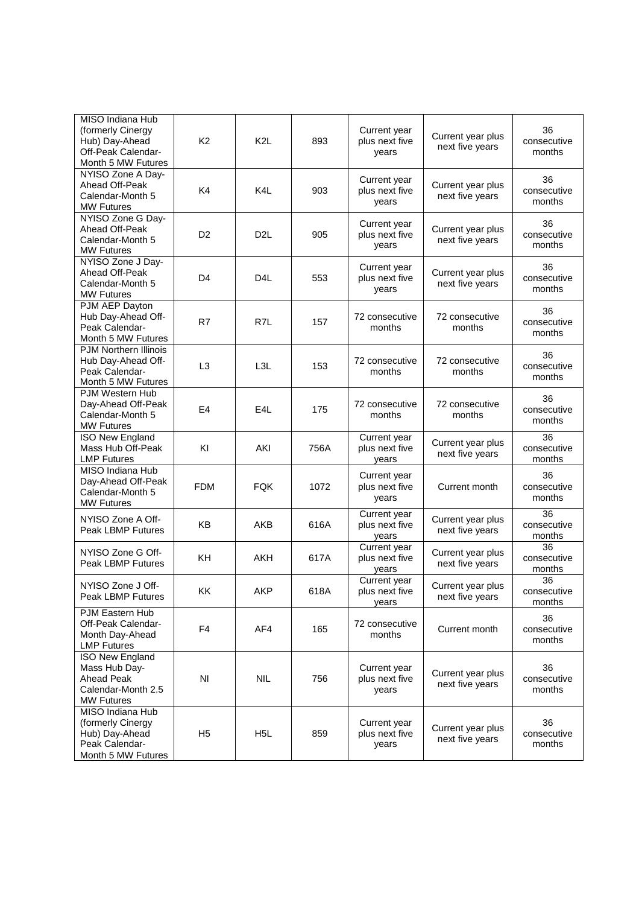| | | | | | | |
|---|---|---|---|---|---|---|
| MISO Indiana Hub (formerly Cinergy Hub) Day-Ahead Off-Peak Calendar-Month 5 MW Futures | K2 | K2L | 893 | Current year plus next five years | Current year plus next five years | 36 consecutive months |
| NYISO Zone A Day-Ahead Off-Peak Calendar-Month 5 MW Futures | K4 | K4L | 903 | Current year plus next five years | Current year plus next five years | 36 consecutive months |
| NYISO Zone G Day-Ahead Off-Peak Calendar-Month 5 MW Futures | D2 | D2L | 905 | Current year plus next five years | Current year plus next five years | 36 consecutive months |
| NYISO Zone J Day-Ahead Off-Peak Calendar-Month 5 MW Futures | D4 | D4L | 553 | Current year plus next five years | Current year plus next five years | 36 consecutive months |
| PJM AEP Dayton Hub Day-Ahead Off-Peak Calendar-Month 5 MW Futures | R7 | R7L | 157 | 72 consecutive months | 72 consecutive months | 36 consecutive months |
| PJM Northern Illinois Hub Day-Ahead Off-Peak Calendar-Month 5 MW Futures | L3 | L3L | 153 | 72 consecutive months | 72 consecutive months | 36 consecutive months |
| PJM Western Hub Day-Ahead Off-Peak Calendar-Month 5 MW Futures | E4 | E4L | 175 | 72 consecutive months | 72 consecutive months | 36 consecutive months |
| ISO New England Mass Hub Off-Peak LMP Futures | KI | AKI | 756A | Current year plus next five years | Current year plus next five years | 36 consecutive months |
| MISO Indiana Hub Day-Ahead Off-Peak Calendar-Month 5 MW Futures | FDM | FQK | 1072 | Current year plus next five years | Current month | 36 consecutive months |
| NYISO Zone A Off-Peak LBMP Futures | KB | AKB | 616A | Current year plus next five years | Current year plus next five years | 36 consecutive months |
| NYISO Zone G Off-Peak LBMP Futures | KH | AKH | 617A | Current year plus next five years | Current year plus next five years | 36 consecutive months |
| NYISO Zone J Off-Peak LBMP Futures | KK | AKP | 618A | Current year plus next five years | Current year plus next five years | 36 consecutive months |
| PJM Eastern Hub Off-Peak Calendar-Month Day-Ahead LMP Futures | F4 | AF4 | 165 | 72 consecutive months | Current month | 36 consecutive months |
| ISO New England Mass Hub Day-Ahead Peak Calendar-Month 2.5 MW Futures | NI | NIL | 756 | Current year plus next five years | Current year plus next five years | 36 consecutive months |
| MISO Indiana Hub (formerly Cinergy Hub) Day-Ahead Peak Calendar-Month 5 MW Futures | H5 | H5L | 859 | Current year plus next five years | Current year plus next five years | 36 consecutive months |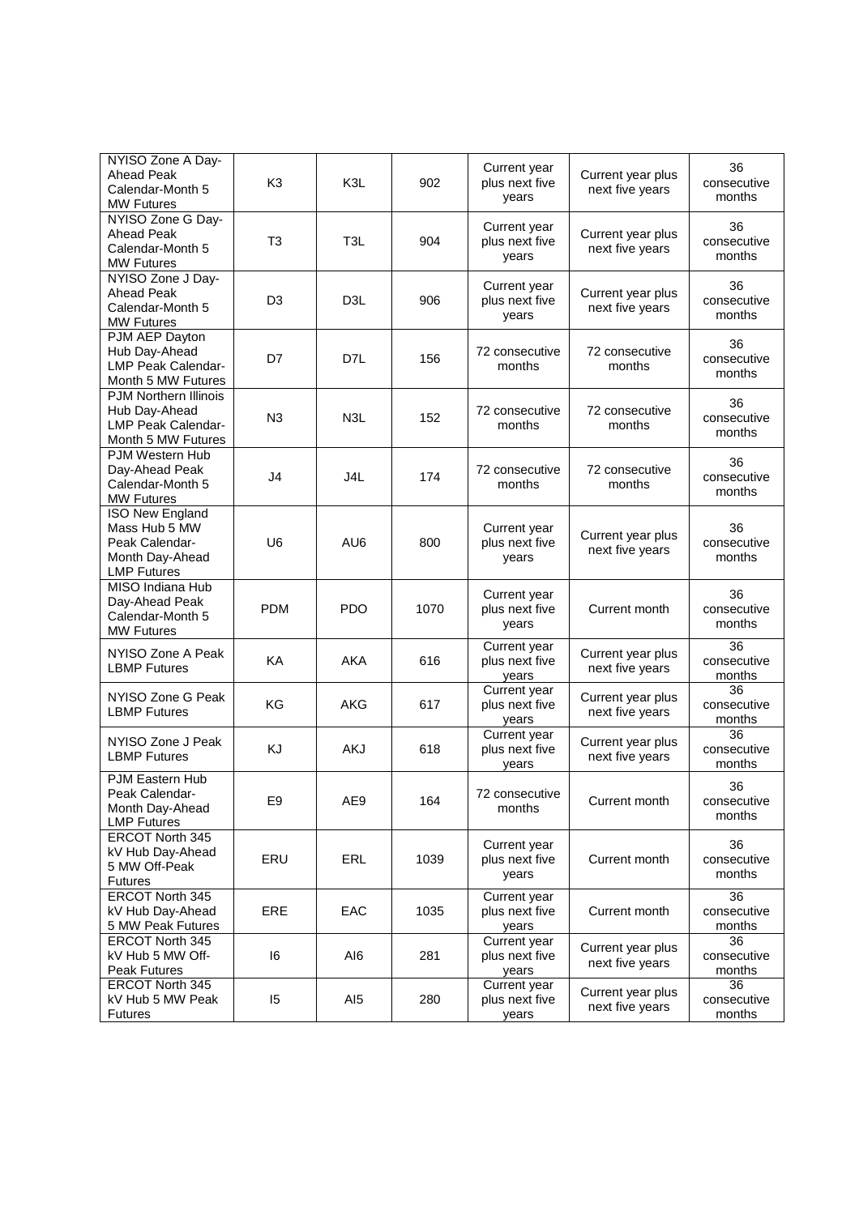| NYISO Zone A Day-Ahead Peak Calendar-Month 5 MW Futures | K3 | K3L | 902 | Current year plus next five years | Current year plus next five years | 36 consecutive months |
|---|---|---|---|---|---|---|
| NYISO Zone G Day-Ahead Peak Calendar-Month 5 MW Futures | T3 | T3L | 904 | Current year plus next five years | Current year plus next five years | 36 consecutive months |
| NYISO Zone J Day-Ahead Peak Calendar-Month 5 MW Futures | D3 | D3L | 906 | Current year plus next five years | Current year plus next five years | 36 consecutive months |
| PJM AEP Dayton Hub Day-Ahead LMP Peak Calendar-Month 5 MW Futures | D7 | D7L | 156 | 72 consecutive months | 72 consecutive months | 36 consecutive months |
| PJM Northern Illinois Hub Day-Ahead LMP Peak Calendar-Month 5 MW Futures | N3 | N3L | 152 | 72 consecutive months | 72 consecutive months | 36 consecutive months |
| PJM Western Hub Day-Ahead Peak Calendar-Month 5 MW Futures | J4 | J4L | 174 | 72 consecutive months | 72 consecutive months | 36 consecutive months |
| ISO New England Mass Hub 5 MW Peak Calendar-Month Day-Ahead LMP Futures | U6 | AU6 | 800 | Current year plus next five years | Current year plus next five years | 36 consecutive months |
| MISO Indiana Hub Day-Ahead Peak Calendar-Month 5 MW Futures | PDM | PDO | 1070 | Current year plus next five years | Current month | 36 consecutive months |
| NYISO Zone A Peak LBMP Futures | KA | AKA | 616 | Current year plus next five years | Current year plus next five years | 36 consecutive months |
| NYISO Zone G Peak LBMP Futures | KG | AKG | 617 | Current year plus next five years | Current year plus next five years | 36 consecutive months |
| NYISO Zone J Peak LBMP Futures | KJ | AKJ | 618 | Current year plus next five years | Current year plus next five years | 36 consecutive months |
| PJM Eastern Hub Peak Calendar-Month Day-Ahead LMP Futures | E9 | AE9 | 164 | 72 consecutive months | Current month | 36 consecutive months |
| ERCOT North 345 kV Hub Day-Ahead 5 MW Off-Peak Futures | ERU | ERL | 1039 | Current year plus next five years | Current month | 36 consecutive months |
| ERCOT North 345 kV Hub Day-Ahead 5 MW Peak Futures | ERE | EAC | 1035 | Current year plus next five years | Current month | 36 consecutive months |
| ERCOT North 345 kV Hub 5 MW Off-Peak Futures | I6 | AI6 | 281 | Current year plus next five years | Current year plus next five years | 36 consecutive months |
| ERCOT North 345 kV Hub 5 MW Peak Futures | I5 | AI5 | 280 | Current year plus next five years | Current year plus next five years | 36 consecutive months |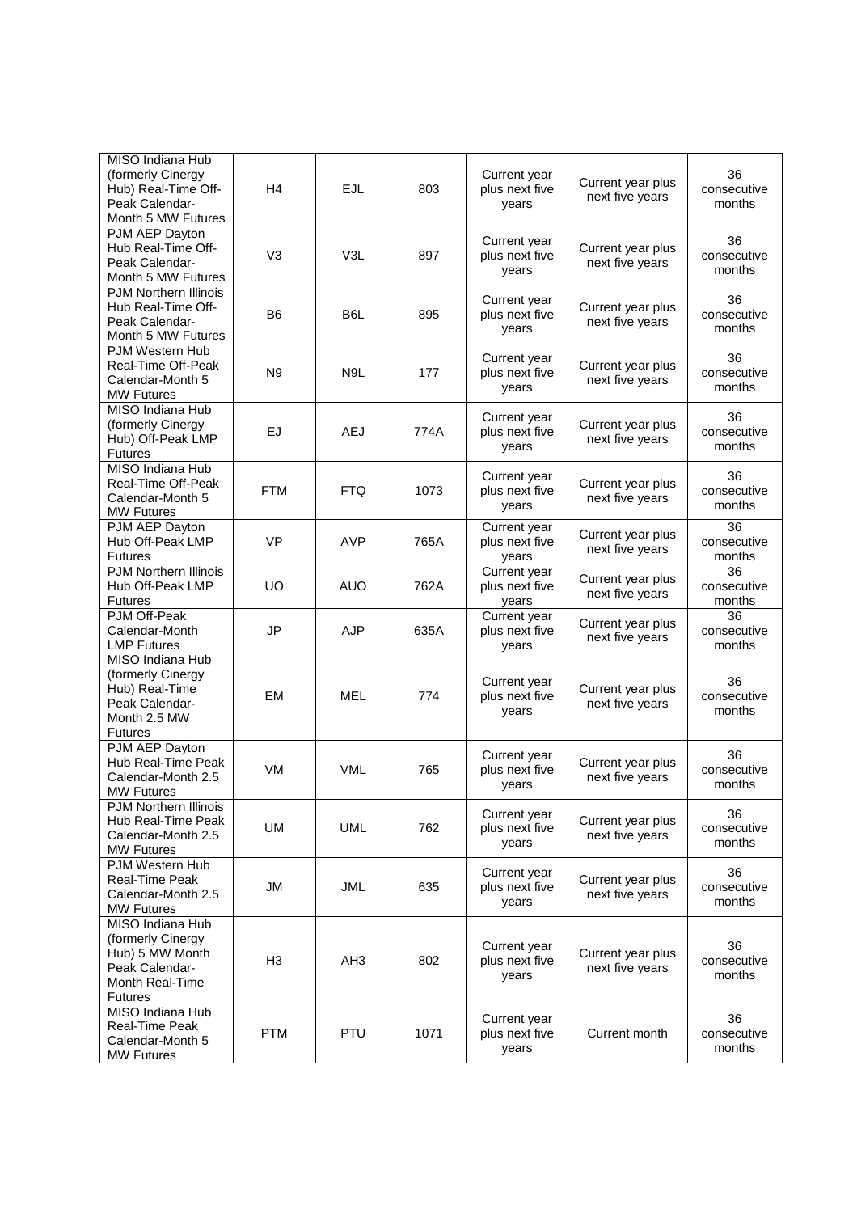| | | | | | | |
|---|---|---|---|---|---|---|
| MISO Indiana Hub (formerly Cinergy Hub) Real-Time Off-Peak Calendar-Month 5 MW Futures | H4 | EJL | 803 | Current year plus next five years | Current year plus next five years | 36 consecutive months |
| PJM AEP Dayton Hub Real-Time Off-Peak Calendar-Month 5 MW Futures | V3 | V3L | 897 | Current year plus next five years | Current year plus next five years | 36 consecutive months |
| PJM Northern Illinois Hub Real-Time Off-Peak Calendar-Month 5 MW Futures | B6 | B6L | 895 | Current year plus next five years | Current year plus next five years | 36 consecutive months |
| PJM Western Hub Real-Time Off-Peak Calendar-Month 5 MW Futures | N9 | N9L | 177 | Current year plus next five years | Current year plus next five years | 36 consecutive months |
| MISO Indiana Hub (formerly Cinergy Hub) Off-Peak LMP Futures | EJ | AEJ | 774A | Current year plus next five years | Current year plus next five years | 36 consecutive months |
| MISO Indiana Hub Real-Time Off-Peak Calendar-Month 5 MW Futures | FTM | FTQ | 1073 | Current year plus next five years | Current year plus next five years | 36 consecutive months |
| PJM AEP Dayton Hub Off-Peak LMP Futures | VP | AVP | 765A | Current year plus next five years | Current year plus next five years | 36 consecutive months |
| PJM Northern Illinois Hub Off-Peak LMP Futures | UO | AUO | 762A | Current year plus next five years | Current year plus next five years | 36 consecutive months |
| PJM Off-Peak Calendar-Month LMP Futures | JP | AJP | 635A | Current year plus next five years | Current year plus next five years | 36 consecutive months |
| MISO Indiana Hub (formerly Cinergy Hub) Real-Time Peak Calendar-Month 2.5 MW Futures | EM | MEL | 774 | Current year plus next five years | Current year plus next five years | 36 consecutive months |
| PJM AEP Dayton Hub Real-Time Peak Calendar-Month 2.5 MW Futures | VM | VML | 765 | Current year plus next five years | Current year plus next five years | 36 consecutive months |
| PJM Northern Illinois Hub Real-Time Peak Calendar-Month 2.5 MW Futures | UM | UML | 762 | Current year plus next five years | Current year plus next five years | 36 consecutive months |
| PJM Western Hub Real-Time Peak Calendar-Month 2.5 MW Futures | JM | JML | 635 | Current year plus next five years | Current year plus next five years | 36 consecutive months |
| MISO Indiana Hub (formerly Cinergy Hub) 5 MW Month Peak Calendar-Month Real-Time Futures | H3 | AH3 | 802 | Current year plus next five years | Current year plus next five years | 36 consecutive months |
| MISO Indiana Hub Real-Time Peak Calendar-Month 5 MW Futures | PTM | PTU | 1071 | Current year plus next five years | Current month | 36 consecutive months |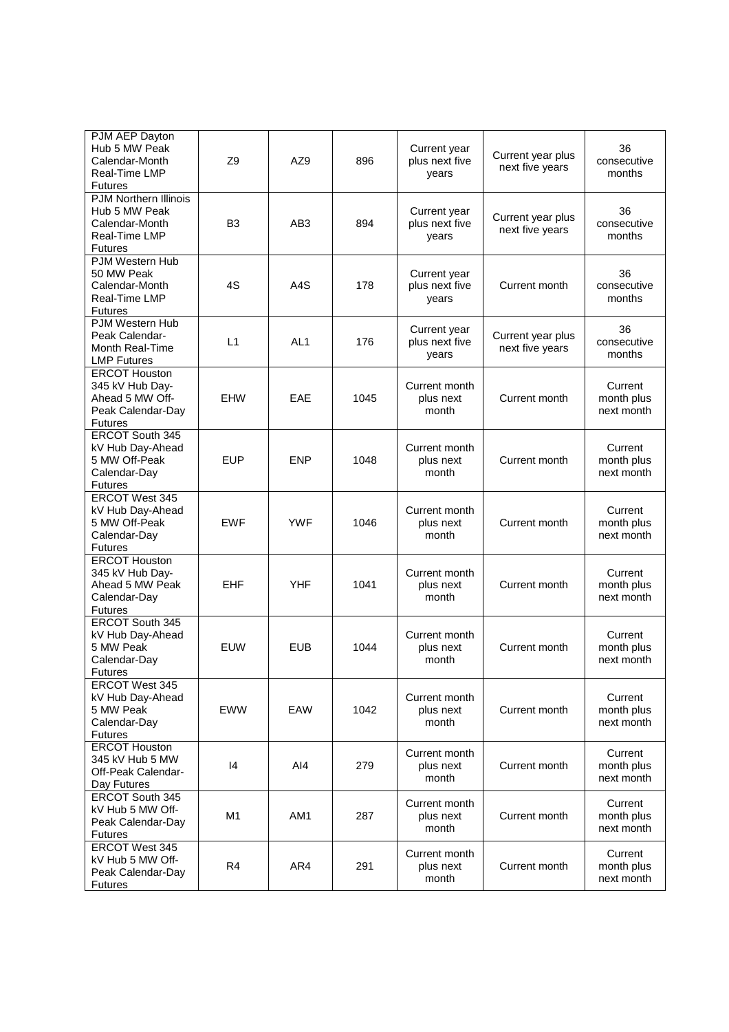| | | | | | | |
|---|---|---|---|---|---|---|
| PJM AEP Dayton Hub 5 MW Peak Calendar-Month Real-Time LMP Futures | Z9 | AZ9 | 896 | Current year plus next five years | Current year plus next five years | 36 consecutive months |
| PJM Northern Illinois Hub 5 MW Peak Calendar-Month Real-Time LMP Futures | B3 | AB3 | 894 | Current year plus next five years | Current year plus next five years | 36 consecutive months |
| PJM Western Hub 50 MW Peak Calendar-Month Real-Time LMP Futures | 4S | A4S | 178 | Current year plus next five years | Current month | 36 consecutive months |
| PJM Western Hub Peak Calendar-Month Real-Time LMP Futures | L1 | AL1 | 176 | Current year plus next five years | Current year plus next five years | 36 consecutive months |
| ERCOT Houston 345 kV Hub Day-Ahead 5 MW Off-Peak Calendar-Day Futures | EHW | EAE | 1045 | Current month plus next month | Current month | Current month plus next month |
| ERCOT South 345 kV Hub Day-Ahead 5 MW Off-Peak Calendar-Day Futures | EUP | ENP | 1048 | Current month plus next month | Current month | Current month plus next month |
| ERCOT West 345 kV Hub Day-Ahead 5 MW Off-Peak Calendar-Day Futures | EWF | YWF | 1046 | Current month plus next month | Current month | Current month plus next month |
| ERCOT Houston 345 kV Hub Day-Ahead 5 MW Peak Calendar-Day Futures | EHF | YHF | 1041 | Current month plus next month | Current month | Current month plus next month |
| ERCOT South 345 kV Hub Day-Ahead 5 MW Peak Calendar-Day Futures | EUW | EUB | 1044 | Current month plus next month | Current month | Current month plus next month |
| ERCOT West 345 kV Hub Day-Ahead 5 MW Peak Calendar-Day Futures | EWW | EAW | 1042 | Current month plus next month | Current month | Current month plus next month |
| ERCOT Houston 345 kV Hub 5 MW Off-Peak Calendar-Day Futures | I4 | AI4 | 279 | Current month plus next month | Current month | Current month plus next month |
| ERCOT South 345 kV Hub 5 MW Off-Peak Calendar-Day Futures | M1 | AM1 | 287 | Current month plus next month | Current month | Current month plus next month |
| ERCOT West 345 kV Hub 5 MW Off-Peak Calendar-Day Futures | R4 | AR4 | 291 | Current month plus next month | Current month | Current month plus next month |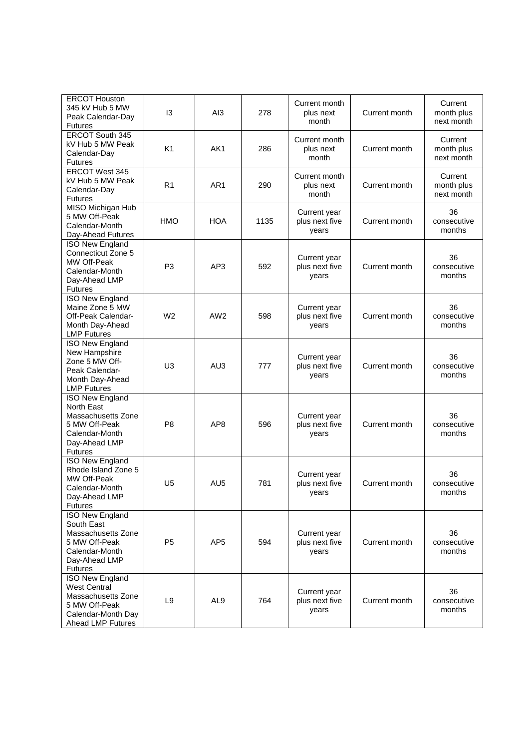| ERCOT Houston 345 kV Hub 5 MW Peak Calendar-Day Futures | I3 | AI3 | 278 | Current month plus next month | Current month | Current month plus next month |
|---|---|---|---|---|---|---|
| ERCOT South 345 kV Hub 5 MW Peak Calendar-Day Futures | K1 | AK1 | 286 | Current month plus next month | Current month | Current month plus next month |
| ERCOT West 345 kV Hub 5 MW Peak Calendar-Day Futures | R1 | AR1 | 290 | Current month plus next month | Current month | Current month plus next month |
| MISO Michigan Hub 5 MW Off-Peak Calendar-Month Day-Ahead Futures | HMO | HOA | 1135 | Current year plus next five years | Current month | 36 consecutive months |
| ISO New England Connecticut Zone 5 MW Off-Peak Calendar-Month Day-Ahead LMP Futures | P3 | AP3 | 592 | Current year plus next five years | Current month | 36 consecutive months |
| ISO New England Maine Zone 5 MW Off-Peak Calendar-Month Day-Ahead LMP Futures | W2 | AW2 | 598 | Current year plus next five years | Current month | 36 consecutive months |
| ISO New England New Hampshire Zone 5 MW Off-Peak Calendar-Month Day-Ahead LMP Futures | U3 | AU3 | 777 | Current year plus next five years | Current month | 36 consecutive months |
| ISO New England North East Massachusetts Zone 5 MW Off-Peak Calendar-Month Day-Ahead LMP Futures | P8 | AP8 | 596 | Current year plus next five years | Current month | 36 consecutive months |
| ISO New England Rhode Island Zone 5 MW Off-Peak Calendar-Month Day-Ahead LMP Futures | U5 | AU5 | 781 | Current year plus next five years | Current month | 36 consecutive months |
| ISO New England South East Massachusetts Zone 5 MW Off-Peak Calendar-Month Day-Ahead LMP Futures | P5 | AP5 | 594 | Current year plus next five years | Current month | 36 consecutive months |
| ISO New England West Central Massachusetts Zone 5 MW Off-Peak Calendar-Month Day Ahead LMP Futures | L9 | AL9 | 764 | Current year plus next five years | Current month | 36 consecutive months |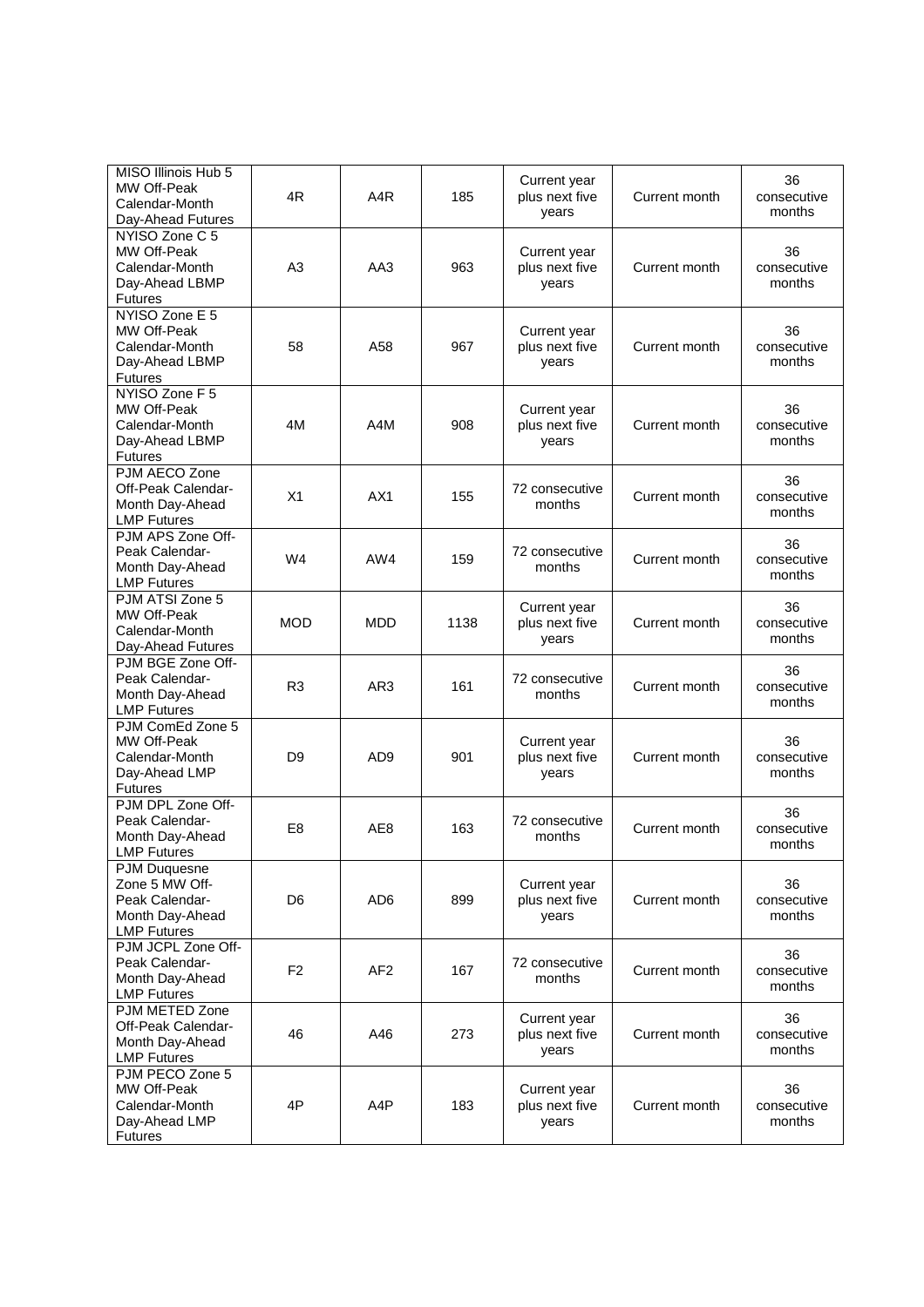| MISO Illinois Hub 5 MW Off-Peak Calendar-Month Day-Ahead Futures | 4R | A4R | 185 | Current year plus next five years | Current month | 36 consecutive months |
|---|---|---|---|---|---|---|
| NYISO Zone C 5 MW Off-Peak Calendar-Month Day-Ahead LBMP Futures | A3 | AA3 | 963 | Current year plus next five years | Current month | 36 consecutive months |
| NYISO Zone E 5 MW Off-Peak Calendar-Month Day-Ahead LBMP Futures | 58 | A58 | 967 | Current year plus next five years | Current month | 36 consecutive months |
| NYISO Zone F 5 MW Off-Peak Calendar-Month Day-Ahead LBMP Futures | 4M | A4M | 908 | Current year plus next five years | Current month | 36 consecutive months |
| PJM AECO Zone Off-Peak Calendar-Month Day-Ahead LMP Futures | X1 | AX1 | 155 | 72 consecutive months | Current month | 36 consecutive months |
| PJM APS Zone Off-Peak Calendar-Month Day-Ahead LMP Futures | W4 | AW4 | 159 | 72 consecutive months | Current month | 36 consecutive months |
| PJM ATSI Zone 5 MW Off-Peak Calendar-Month Day-Ahead Futures | MOD | MDD | 1138 | Current year plus next five years | Current month | 36 consecutive months |
| PJM BGE Zone Off-Peak Calendar-Month Day-Ahead LMP Futures | R3 | AR3 | 161 | 72 consecutive months | Current month | 36 consecutive months |
| PJM ComEd Zone 5 MW Off-Peak Calendar-Month Day-Ahead LMP Futures | D9 | AD9 | 901 | Current year plus next five years | Current month | 36 consecutive months |
| PJM DPL Zone Off-Peak Calendar-Month Day-Ahead LMP Futures | E8 | AE8 | 163 | 72 consecutive months | Current month | 36 consecutive months |
| PJM Duquesne Zone 5 MW Off-Peak Calendar-Month Day-Ahead LMP Futures | D6 | AD6 | 899 | Current year plus next five years | Current month | 36 consecutive months |
| PJM JCPL Zone Off-Peak Calendar-Month Day-Ahead LMP Futures | F2 | AF2 | 167 | 72 consecutive months | Current month | 36 consecutive months |
| PJM METED Zone Off-Peak Calendar-Month Day-Ahead LMP Futures | 46 | A46 | 273 | Current year plus next five years | Current month | 36 consecutive months |
| PJM PECO Zone 5 MW Off-Peak Calendar-Month Day-Ahead LMP Futures | 4P | A4P | 183 | Current year plus next five years | Current month | 36 consecutive months |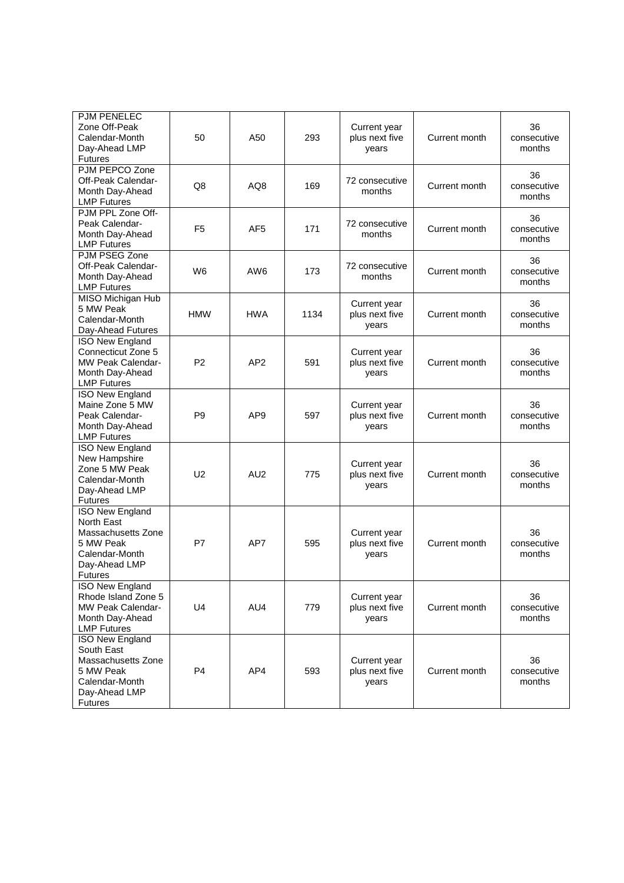| PJM PENELEC Zone Off-Peak Calendar-Month Day-Ahead LMP Futures | 50 | A50 | 293 | Current year plus next five years | Current month | 36 consecutive months |
|---|---|---|---|---|---|---|
| PJM PEPCO Zone Off-Peak Calendar-Month Day-Ahead LMP Futures | Q8 | AQ8 | 169 | 72 consecutive months | Current month | 36 consecutive months |
| PJM PPL Zone Off-Peak Calendar-Month Day-Ahead LMP Futures | F5 | AF5 | 171 | 72 consecutive months | Current month | 36 consecutive months |
| PJM PSEG Zone Off-Peak Calendar-Month Day-Ahead LMP Futures | W6 | AW6 | 173 | 72 consecutive months | Current month | 36 consecutive months |
| MISO Michigan Hub 5 MW Peak Calendar-Month Day-Ahead Futures | HMW | HWA | 1134 | Current year plus next five years | Current month | 36 consecutive months |
| ISO New England Connecticut Zone 5 MW Peak Calendar-Month Day-Ahead LMP Futures | P2 | AP2 | 591 | Current year plus next five years | Current month | 36 consecutive months |
| ISO New England Maine Zone 5 MW Peak Calendar-Month Day-Ahead LMP Futures | P9 | AP9 | 597 | Current year plus next five years | Current month | 36 consecutive months |
| ISO New England New Hampshire Zone 5 MW Peak Calendar-Month Day-Ahead LMP Futures | U2 | AU2 | 775 | Current year plus next five years | Current month | 36 consecutive months |
| ISO New England North East Massachusetts Zone 5 MW Peak Calendar-Month Day-Ahead LMP Futures | P7 | AP7 | 595 | Current year plus next five years | Current month | 36 consecutive months |
| ISO New England Rhode Island Zone 5 MW Peak Calendar-Month Day-Ahead LMP Futures | U4 | AU4 | 779 | Current year plus next five years | Current month | 36 consecutive months |
| ISO New England South East Massachusetts Zone 5 MW Peak Calendar-Month Day-Ahead LMP Futures | P4 | AP4 | 593 | Current year plus next five years | Current month | 36 consecutive months |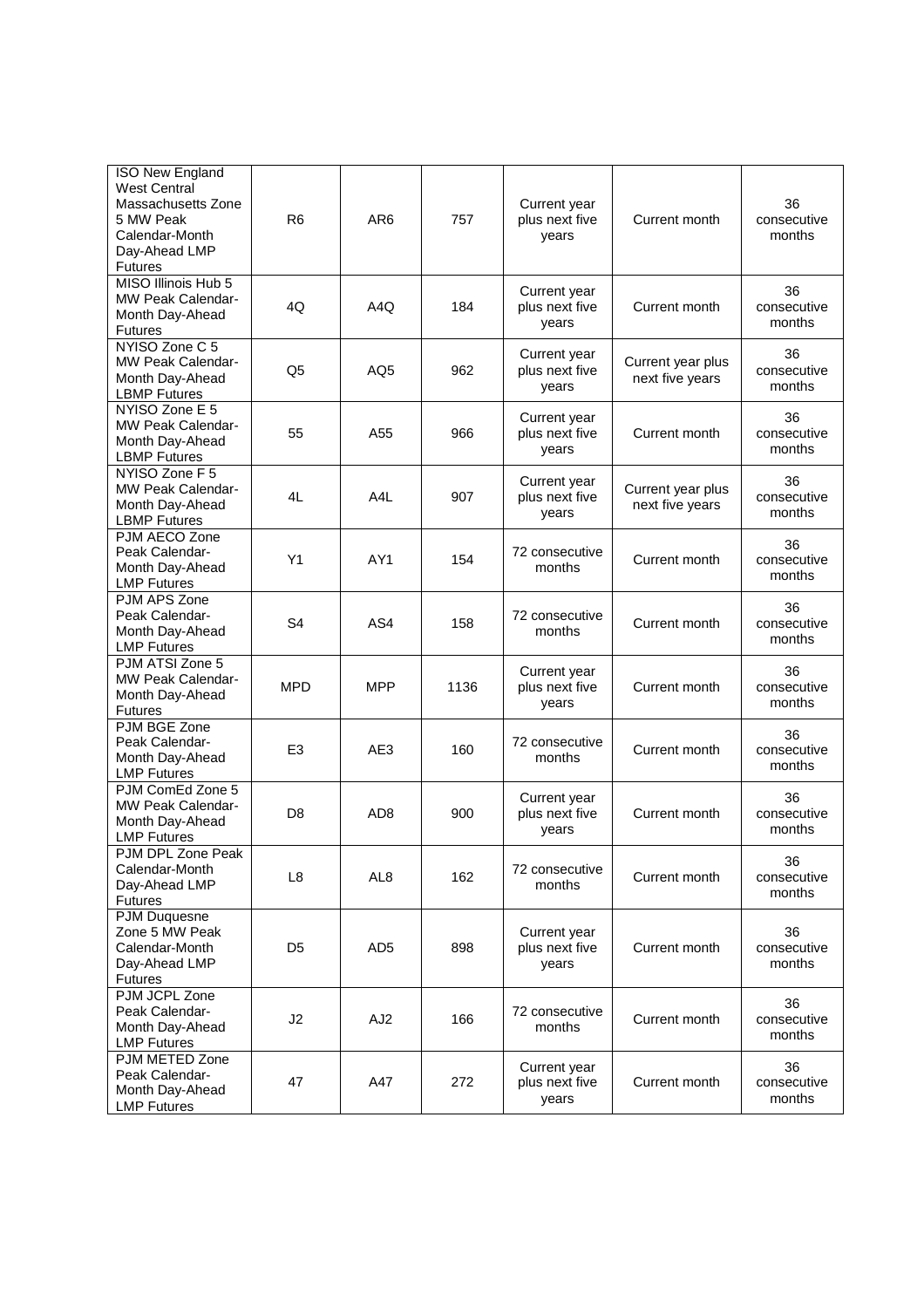| ISO New England West Central Massachusetts Zone 5 MW Peak Calendar-Month Day-Ahead LMP Futures | R6 | AR6 | 757 | Current year plus next five years | Current month | 36 consecutive months |
|---|---|---|---|---|---|---|
| MISO Illinois Hub 5 MW Peak Calendar-Month Day-Ahead Futures | 4Q | A4Q | 184 | Current year plus next five years | Current month | 36 consecutive months |
| NYISO Zone C 5 MW Peak Calendar-Month Day-Ahead LBMP Futures | Q5 | AQ5 | 962 | Current year plus next five years | Current year plus next five years | 36 consecutive months |
| NYISO Zone E 5 MW Peak Calendar-Month Day-Ahead LBMP Futures | 55 | A55 | 966 | Current year plus next five years | Current month | 36 consecutive months |
| NYISO Zone F 5 MW Peak Calendar-Month Day-Ahead LBMP Futures | 4L | A4L | 907 | Current year plus next five years | Current year plus next five years | 36 consecutive months |
| PJM AECO Zone Peak Calendar-Month Day-Ahead LMP Futures | Y1 | AY1 | 154 | 72 consecutive months | Current month | 36 consecutive months |
| PJM APS Zone Peak Calendar-Month Day-Ahead LMP Futures | S4 | AS4 | 158 | 72 consecutive months | Current month | 36 consecutive months |
| PJM ATSI Zone 5 MW Peak Calendar-Month Day-Ahead Futures | MPD | MPP | 1136 | Current year plus next five years | Current month | 36 consecutive months |
| PJM BGE Zone Peak Calendar-Month Day-Ahead LMP Futures | E3 | AE3 | 160 | 72 consecutive months | Current month | 36 consecutive months |
| PJM ComEd Zone 5 MW Peak Calendar-Month Day-Ahead LMP Futures | D8 | AD8 | 900 | Current year plus next five years | Current month | 36 consecutive months |
| PJM DPL Zone Peak Calendar-Month Day-Ahead LMP Futures | L8 | AL8 | 162 | 72 consecutive months | Current month | 36 consecutive months |
| PJM Duquesne Zone 5 MW Peak Calendar-Month Day-Ahead LMP Futures | D5 | AD5 | 898 | Current year plus next five years | Current month | 36 consecutive months |
| PJM JCPL Zone Peak Calendar-Month Day-Ahead LMP Futures | J2 | AJ2 | 166 | 72 consecutive months | Current month | 36 consecutive months |
| PJM METED Zone Peak Calendar-Month Day-Ahead LMP Futures | 47 | A47 | 272 | Current year plus next five years | Current month | 36 consecutive months |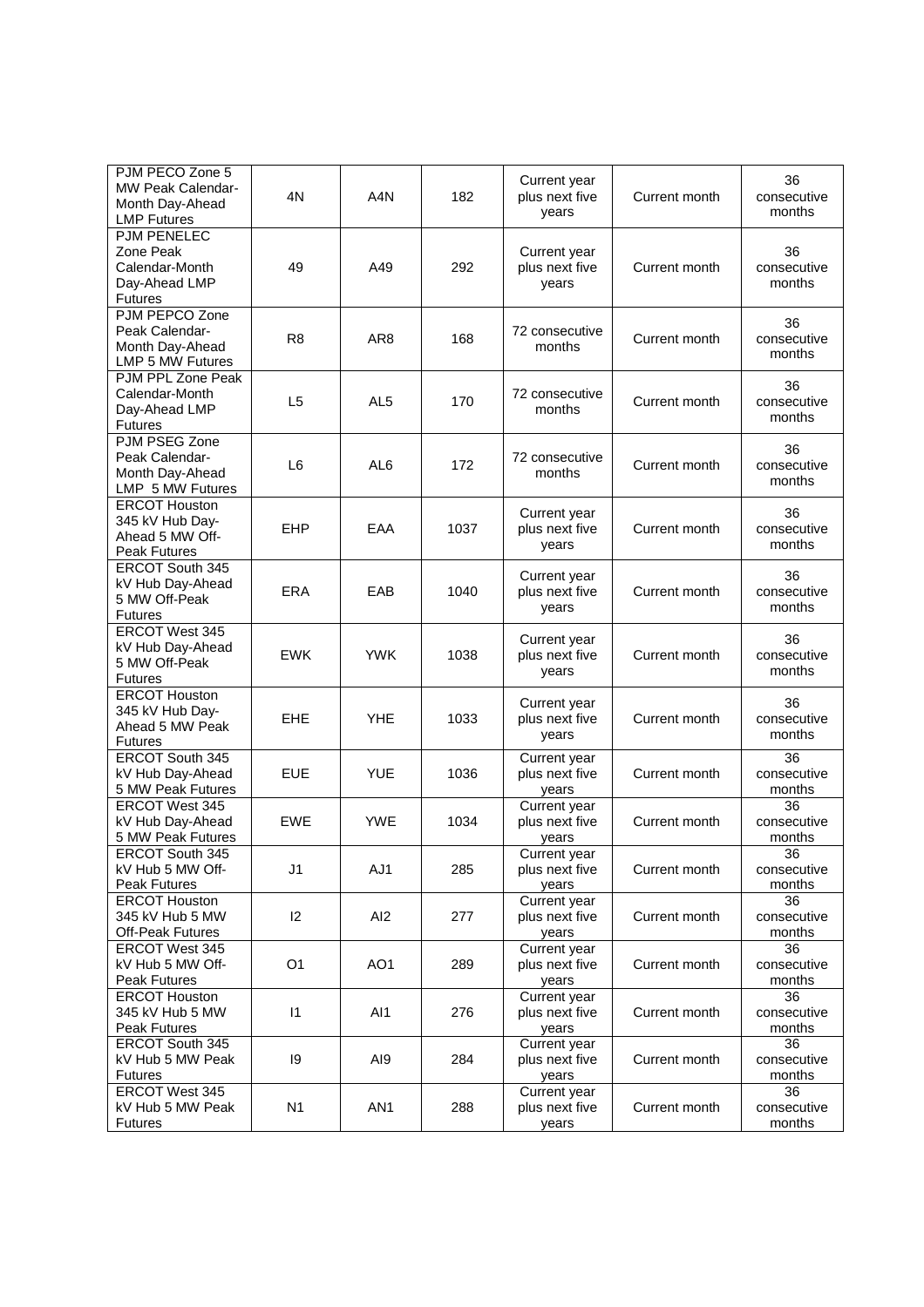| | | | | | | |
|---|---|---|---|---|---|---|
| PJM PECO Zone 5 MW Peak Calendar-Month Day-Ahead LMP Futures | 4N | A4N | 182 | Current year plus next five years | Current month | 36 consecutive months |
| PJM PENELEC Zone Peak Calendar-Month Day-Ahead LMP Futures | 49 | A49 | 292 | Current year plus next five years | Current month | 36 consecutive months |
| PJM PEPCO Zone Peak Calendar-Month Day-Ahead LMP 5 MW Futures | R8 | AR8 | 168 | 72 consecutive months | Current month | 36 consecutive months |
| PJM PPL Zone Peak Calendar-Month Day-Ahead LMP Futures | L5 | AL5 | 170 | 72 consecutive months | Current month | 36 consecutive months |
| PJM PSEG Zone Peak Calendar-Month Day-Ahead LMP 5 MW Futures | L6 | AL6 | 172 | 72 consecutive months | Current month | 36 consecutive months |
| ERCOT Houston 345 kV Hub Day-Ahead 5 MW Off-Peak Futures | EHP | EAA | 1037 | Current year plus next five years | Current month | 36 consecutive months |
| ERCOT South 345 kV Hub Day-Ahead 5 MW Off-Peak Futures | ERA | EAB | 1040 | Current year plus next five years | Current month | 36 consecutive months |
| ERCOT West 345 kV Hub Day-Ahead 5 MW Off-Peak Futures | EWK | YWK | 1038 | Current year plus next five years | Current month | 36 consecutive months |
| ERCOT Houston 345 kV Hub Day-Ahead 5 MW Peak Futures | EHE | YHE | 1033 | Current year plus next five years | Current month | 36 consecutive months |
| ERCOT South 345 kV Hub Day-Ahead 5 MW Peak Futures | EUE | YUE | 1036 | Current year plus next five years | Current month | 36 consecutive months |
| ERCOT West 345 kV Hub Day-Ahead 5 MW Peak Futures | EWE | YWE | 1034 | Current year plus next five years | Current month | 36 consecutive months |
| ERCOT South 345 kV Hub 5 MW Off-Peak Futures | J1 | AJ1 | 285 | Current year plus next five years | Current month | 36 consecutive months |
| ERCOT Houston 345 kV Hub 5 MW Off-Peak Futures | I2 | AI2 | 277 | Current year plus next five years | Current month | 36 consecutive months |
| ERCOT West 345 kV Hub 5 MW Off-Peak Futures | O1 | AO1 | 289 | Current year plus next five years | Current month | 36 consecutive months |
| ERCOT Houston 345 kV Hub 5 MW Peak Futures | I1 | AI1 | 276 | Current year plus next five years | Current month | 36 consecutive months |
| ERCOT South 345 kV Hub 5 MW Peak Futures | I9 | AI9 | 284 | Current year plus next five years | Current month | 36 consecutive months |
| ERCOT West 345 kV Hub 5 MW Peak Futures | N1 | AN1 | 288 | Current year plus next five years | Current month | 36 consecutive months |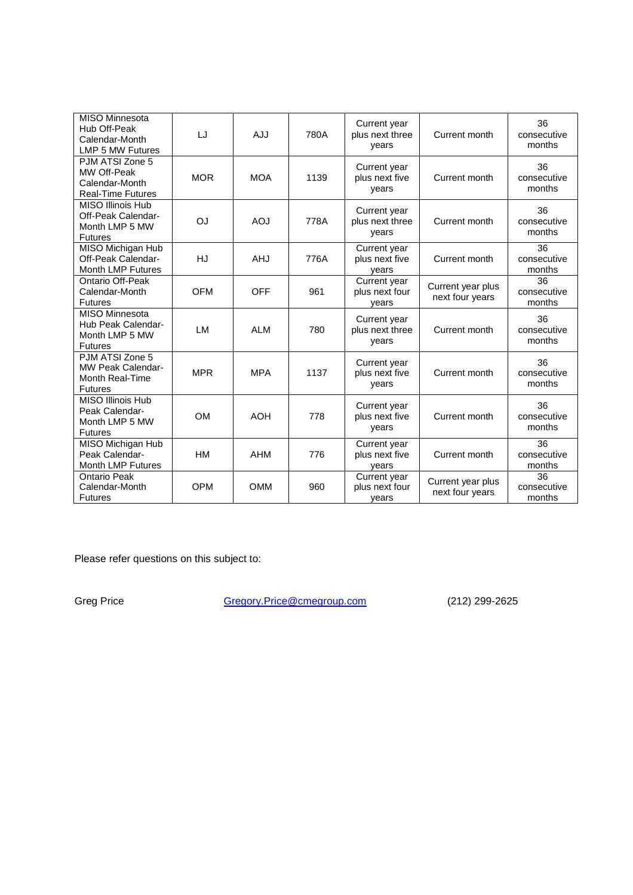| | | | | | | |
|---|---|---|---|---|---|---|
| MISO Minnesota Hub Off-Peak Calendar-Month LMP 5 MW Futures | LJ | AJJ | 780A | Current year plus next three years | Current month | 36 consecutive months |
| PJM ATSI Zone 5 MW Off-Peak Calendar-Month Real-Time Futures | MOR | MOA | 1139 | Current year plus next five years | Current month | 36 consecutive months |
| MISO Illinois Hub Off-Peak Calendar-Month LMP 5 MW Futures | OJ | AOJ | 778A | Current year plus next three years | Current month | 36 consecutive months |
| MISO Michigan Hub Off-Peak Calendar-Month LMP Futures | HJ | AHJ | 776A | Current year plus next five years | Current month | 36 consecutive months |
| Ontario Off-Peak Calendar-Month Futures | OFM | OFF | 961 | Current year plus next four years | Current year plus next four years | 36 consecutive months |
| MISO Minnesota Hub Peak Calendar-Month LMP 5 MW Futures | LM | ALM | 780 | Current year plus next three years | Current month | 36 consecutive months |
| PJM ATSI Zone 5 MW Peak Calendar-Month Real-Time Futures | MPR | MPA | 1137 | Current year plus next five years | Current month | 36 consecutive months |
| MISO Illinois Hub Peak Calendar-Month LMP 5 MW Futures | OM | AOH | 778 | Current year plus next five years | Current month | 36 consecutive months |
| MISO Michigan Hub Peak Calendar-Month LMP Futures | HM | AHM | 776 | Current year plus next five years | Current month | 36 consecutive months |
| Ontario Peak Calendar-Month Futures | OPM | OMM | 960 | Current year plus next four years | Current year plus next four years | 36 consecutive months |

Please refer questions on this subject to:

Greg Price Gregory.Price@cmegroup.com (212) 299-2625